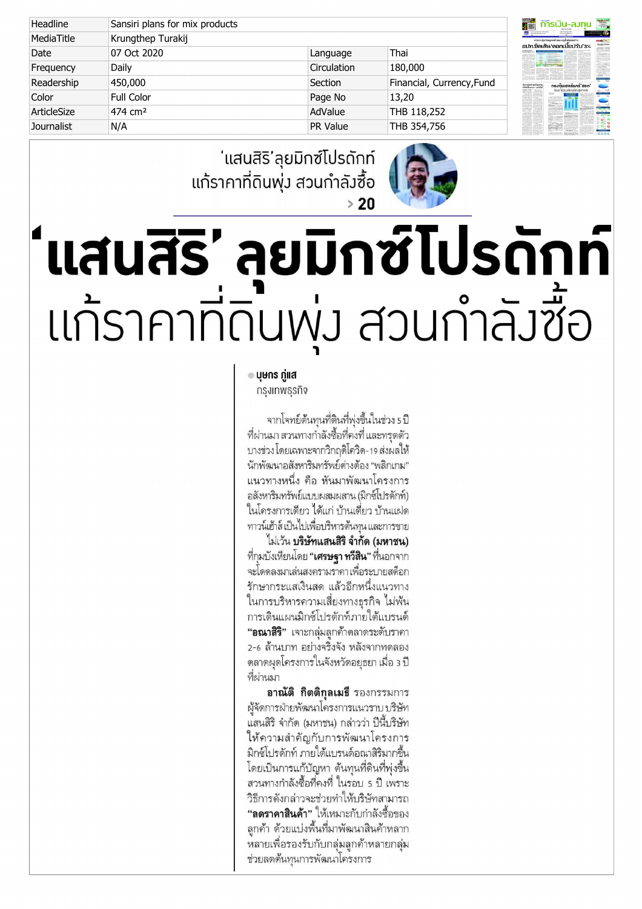| Headline | Sansiri plans for mix products | | |
|---|---|---|---|
| MediaTitle | Krungthep Turakij | | |
| Date | 07 Oct 2020 | Language | Thai |
| Frequency | Daily | Circulation | 180,000 |
| Readership | 450,000 | Section | Financial, Currency,Fund |
| Color | Full Color | Page No | 13,20 |
| ArticleSize | 474 cm² | AdValue | THB 118,252 |
| Journalist | N/A | PR Value | THB 354,756 |

'แสนสิริ'ลุยมิกซ์โปรดักท์ แก้ราคาที่ดินพุ่ง สวนกำลังซื้อ > 20

# 'แสนสิริ' ลุยมิกซ์โปรดักท์ แก้ราคาที่ดินพุ่ง สวนกำลังซื้อ

● **บุษกร ภู่แส**
กรุงเทพธุรกิจ

จากโจทย์ต้นทุนที่ดินที่พุ่งขึ้นในช่วง 5 ปีที่ผ่านมา สวนทางกำลังซื้อที่คงที่ และทรุดตัวบางช่วง โดยเฉพาะจากวิกฤติโควิด-19 ส่งผลให้นักพัฒนาอสังหาริมทรัพย์ต่างต้อง "พลิกเกม" แนวทางหนึ่ง คือ หันมาพัฒนาโครงการอสังหาริมทรัพย์แบบผสมผสาน (มิกซ์โปรดักท์) ในโครงการเดียว ได้แก่ บ้านเดี่ยว บ้านแฝด ทาวน์เฮ้าส์ เป็นไปเพื่อบริหารต้นทุนและการขาย

ไม่เว้น **บริษัทแสนสิริ จำกัด (มหาชน)** ที่กุมบังเหียนโดย **"เศรษฐา ทวีสิน"** ที่นอกจากจะโดดลงมาเล่นสงครามราคา เพื่อระบายสต็อกรักษากระแสเงินสด แล้วอีกหนึ่งแนวทางในการบริหารความเสี่ยงทางธุรกิจ ไม่พ้นการเดินแผนมิกซ์โปรดักท์ภายใต้แบรนด์ **"อณาสิริ"** เจาะกลุ่มลูกค้าตลาดระดับราคา 2-6 ล้านบาท อย่างจริงจัง หลังจากทดลองตลาดผุดโครงการในจังหวัดอยุธยา เมื่อ 3 ปีที่ผ่านมา

**อาณัติ กิตติกุลเมธี** รองกรรมการผู้จัดการฝ่ายพัฒนาโครงการแนวราบ บริษัท แสนสิริ จำกัด (มหาชน) กล่าวว่า ปีนี้บริษัทให้ความสำคัญกับการพัฒนาโครงการมิกซ์โปรดักท์ ภายใต้แบรนด์อณาสิริมากขึ้น โดยเป็นการแก้ปัญหา ต้นทุนที่ดินที่พุ่งขึ้น สวนทางกำลังซื้อที่คงที่ ในรอบ 5 ปี เพราะวิธีการดังกล่าวจะช่วยทำให้บริษัทสามารถ **"ลดราคาสินค้า"** ให้เหมาะกับกำลังซื้อของลูกค้า ด้วยแบ่งพื้นที่มาพัฒนาสินค้าหลากหลายเพื่อรองรับกับกลุ่มลูกค้าหลายกลุ่ม ช่วยลดต้นทุนการพัฒนาโครงการ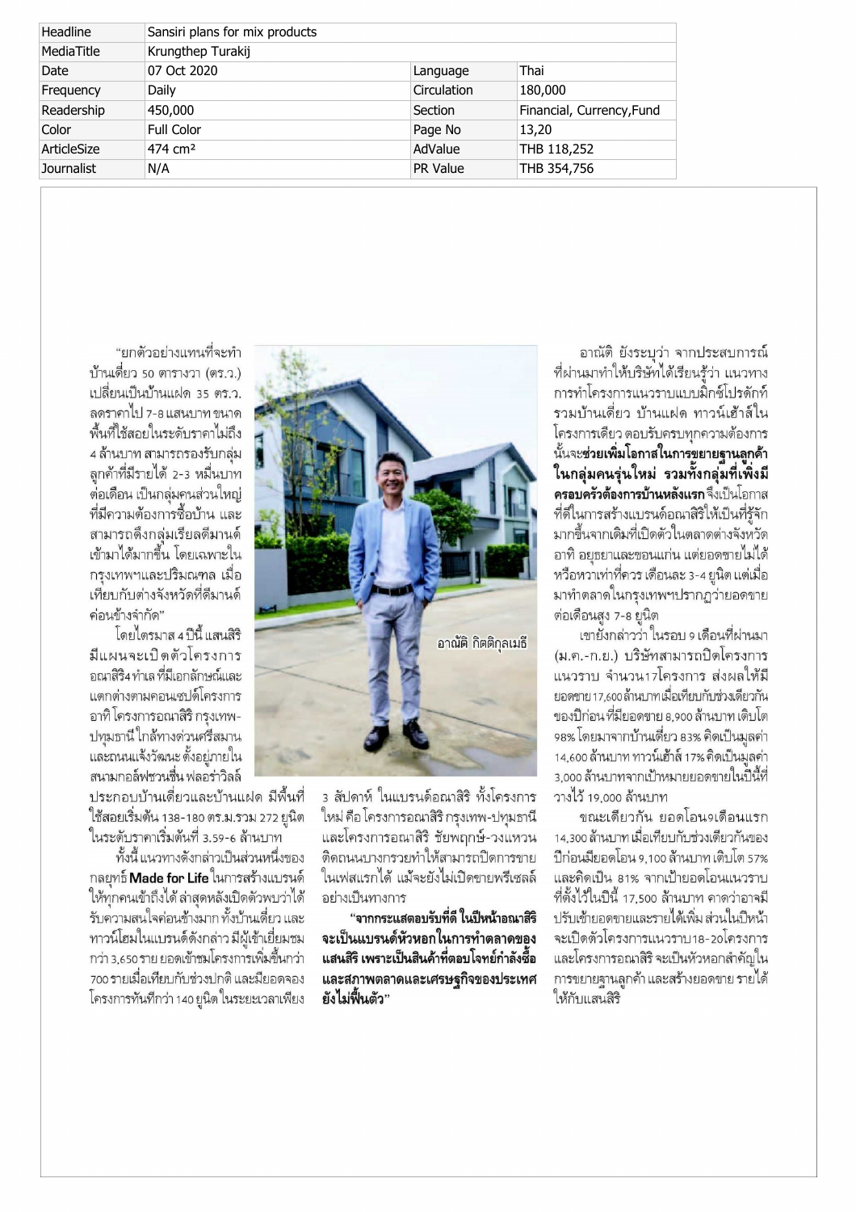| | | | |
|---|---|---|---|
| Headline | Sansiri plans for mix products | | |
| MediaTitle | Krungthep Turakij | | |
| Date | 07 Oct 2020 | Language | Thai |
| Frequency | Daily | Circulation | 180,000 |
| Readership | 450,000 | Section | Financial, Currency,Fund |
| Color | Full Color | Page No | 13,20 |
| ArticleSize | 474 cm² | AdValue | THB 118,252 |
| Journalist | N/A | PR Value | THB 354,756 |

"ยกตัวอย่างแทนที่จะทำบ้านเดี่ยว 50 ตารางวา (ตร.ว.) เปลี่ยนเป็นบ้านแฝด 35 ตร.ว. ลดราคาไป 7-8 แสนบาท ขนาดพื้นที่ใช้สอยในระดับราคาไม่ถึง 4 ล้านบาท สามารถรองรับกลุ่มลูกค้าที่มีรายได้ 2-3 หมื่นบาทต่อเดือน เป็นกลุ่มคนส่วนใหญ่ที่มีความต้องการซื้อบ้าน และสามารถดึงกลุ่มเรียลดีมานด์เข้ามาได้มากขึ้น โดยเฉพาะในกรุงเทพฯและปริมณฑล เมื่อเทียบกับต่างจังหวัดที่ดีมานด์ค่อนข้างจำกัด"

โดยไตรมาส 4 ปีนี้ แสนสิริมีแผนจะเปิดตัวโครงการอณาสิริ4 ทำเล ที่มีเอกลักษณ์และแตกต่างตามคอนเซปต์โครงการ อาทิ โครงการอณาสิริ กรุงเทพ-ปทุมธานี ใกล้ทางด่วนศรีสมานและถนนแจ้งวัฒนะ ตั้งอยู่ภายในสนามกอล์ฟชวนชื่น ฟลอร่าวิลล์ ประกอบบ้านเดี่ยวและบ้านแฝด มีพื้นที่ใช้สอยเริ่มต้น 138-180 ตร.ม.รวม 272 ยูนิต ในระดับราคาเริ่มต้นที่ 3.59-6 ล้านบาท

ทั้งนี้ แนวทางดังกล่าวเป็นส่วนหนึ่งของกลยุทธ์ **Made for Life** ในการสร้างแบรนด์ให้ทุกคนเข้าถึงได้ ล่าสุดหลังเปิดตัวพบว่าได้รับความสนใจค่อนข้างมาก ทั้งบ้านเดี่ยว และทาวน์โฮมในแบรนด์ดังกล่าว มีผู้เข้าเยี่ยมชมกว่า 3,650 ราย ยอดเข้าชมโครงการเพิ่มขึ้นกว่า 700 รายเมื่อเทียบกับช่วงปกติ และมียอดจองโครงการทันทีกว่า 140 ยูนิต ในระยะเวลาเพียง 3 สัปดาห์ ในแบรนด์อณาสิริ ทั้งโครงการใหม่ คือ โครงการอณาสิริ กรุงเทพ-ปทุมธานี และโครงการอณาสิริ ชัยพฤกษ์-วงแหวน ติดถนนบางกรวยทำให้สามารถปิดการขายในเฟสแรกได้ แม้จะยังไม่เปิดขายพรีเซลล์อย่างเป็นทางการ

อาณัติ กิตติกุลเมธี

**"จากกระแสตอบรับที่ดี ในปีหน้าอณาสิริจะเป็นแบรนด์หัวหอกในการทำตลาดของแสนสิริ เพราะเป็นสินค้าที่ตอบโจทย์กำลังซื้อและสภาพตลาดและเศรษฐกิจของประเทศยังไม่ฟื้นตัว"**

อาณัติ ยังระบุว่า จากประสบการณ์ที่ผ่านมาทำให้บริษัทได้เรียนรู้ว่า แนวทางการทำโครงการแนวราบแบบมิกซ์โปรดักท์ รวมบ้านเดี่ยว บ้านแฝด ทาวน์เฮ้าส์ในโครงการเดียว ตอบรับครบทุกความต้องการนั้นจะ**ช่วยเพิ่มโอกาสในการขยายฐานลูกค้าในกลุ่มคนรุ่นใหม่ รวมทั้งกลุ่มที่เพิ่งมีครอบครัวต้องการบ้านหลังแรก**จึงเป็นโอกาสที่ดีในการสร้างแบรนด์อณาสิริให้เป็นที่รู้จักมากขึ้นจากเดิมที่เปิดตัวในตลาดต่างจังหวัด อาทิ อยุธยาและขอนแก่น แต่ยอดขายไม่ได้หวือหวาเท่าที่ควร เดือนละ 3-4 ยูนิต แต่เมื่อมาทำตลาดในกรุงเทพฯปรากฏว่ายอดขายต่อเดือนสูง 7-8 ยูนิต

เขายังกล่าวว่า ในรอบ 9 เดือนที่ผ่านมา (ม.ค.-ก.ย.) บริษัทสามารถเปิดโครงการแนวราบ จำนวน17โครงการ ส่งผลให้มียอดขาย17,600ล้านบาทเมื่อเทียบกับช่วงเดียวกันของปีก่อนที่มียอดขาย 8,900 ล้านบาท เติบโต 98% โดยมาจากบ้านเดี่ยว 83% คิดเป็นมูลค่า 14,600 ล้านบาท ทาวน์เฮ้าส์ 17% คิดเป็นมูลค่า 3,000 ล้านบาทจากเป้าหมายยอดขายในปีนี้ที่วางไว้ 19,000 ล้านบาท

ขณะเดียวกัน ยอดโอน9เดือนแรก 14,300 ล้านบาท เมื่อเทียบกับช่วงเดียวกันของปีก่อนมียอดโอน 9,100 ล้านบาท เติบโต 57% และคิดเป็น 81% จากเป้ายอดโอนแนวราบที่ตั้งไว้ในปีนี้ 17,500 ล้านบาท คาดว่าอาจมีปรับเข้ายอดขายและรายได้เพิ่ม ส่วนในปีหน้าจะเปิดตัวโครงการแนวราบ18-20โครงการ และโครงการอณาสิริ จะเป็นหัวหอกสำคัญในการขยายฐานลูกค้า และสร้างยอดขาย รายได้ให้กับแสนสิริ